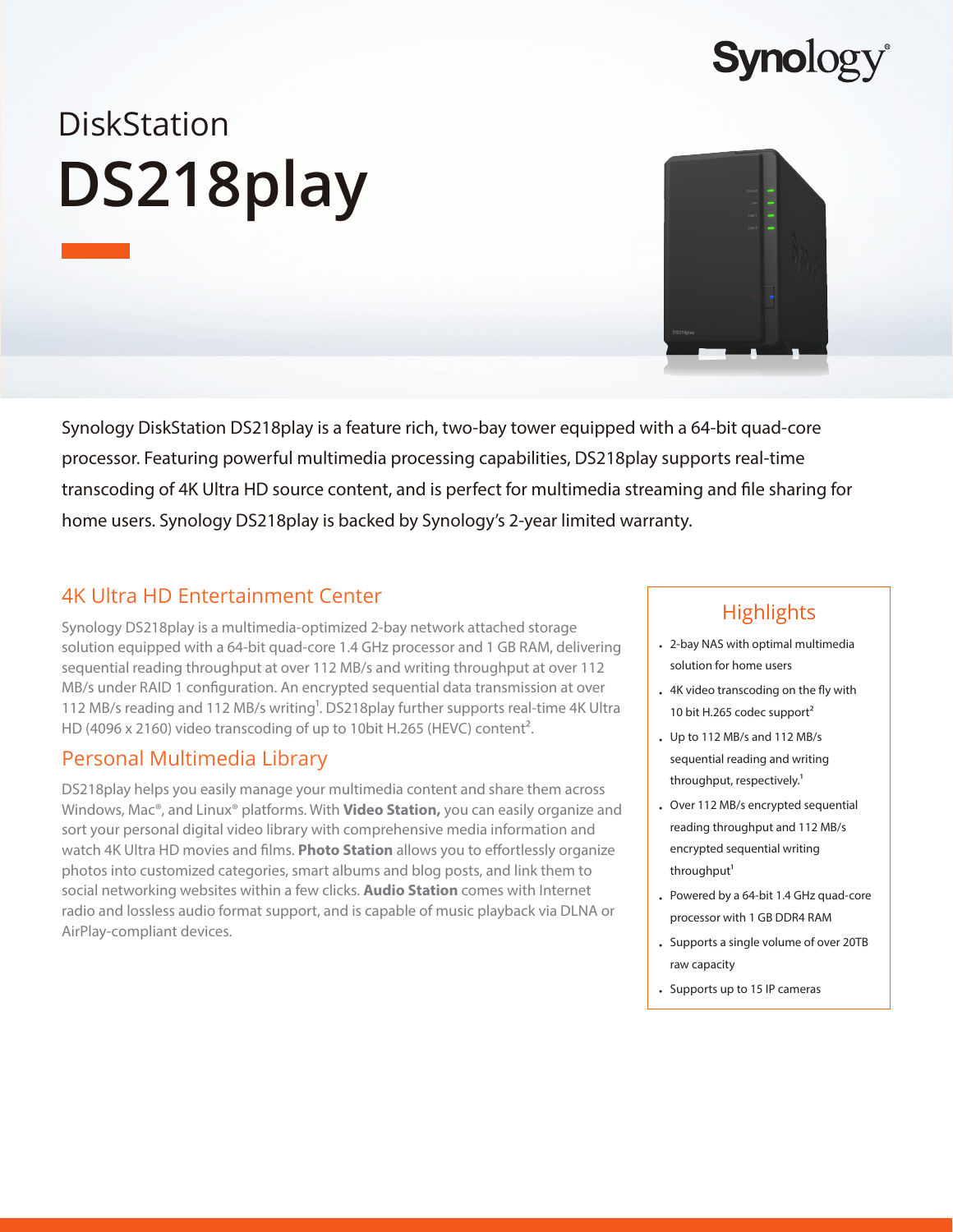Synology

# DiskStation

# DS218play

Synology DiskStation DS218play is a feature rich, two-bay tower equipped with a 64-bit quad-core processor. Featuring powerful multimedia processing capabilities, DS218play supports real-time transcoding of 4K Ultra HD source content, and is perfect for multimedia streaming and file sharing for home users. Synology DS218play is backed by Synology's 2-year limited warranty.

## 4K Ultra HD Entertainment Center

Synology DS218play is a multimedia-optimized 2-bay network attached storage solution equipped with a 64-bit quad-core 1.4 GHz processor and 1 GB RAM, delivering sequential reading throughput at over 112 MB/s and writing throughput at over 112 MB/s under RAID 1 configuration. An encrypted sequential data transmission at over 112 MB/s reading and 112 MB/s writing[1]. DS218play further supports real-time 4K Ultra HD (4096 x 2160) video transcoding of up to 10bit H.265 (HEVC) content[2].

## Personal Multimedia Library

DS218play helps you easily manage your multimedia content and share them across Windows, Mac®, and Linux® platforms. With **Video Station,** you can easily organize and sort your personal digital video library with comprehensive media information and watch 4K Ultra HD movies and films. **Photo Station** allows you to effortlessly organize photos into customized categories, smart albums and blog posts, and link them to social networking websites within a few clicks. **Audio Station** comes with Internet radio and lossless audio format support, and is capable of music playback via DLNA or AirPlay-compliant devices.

## Highlights

- 2-bay NAS with optimal multimedia solution for home users
- 4K video transcoding on the fly with 10 bit H.265 codec support[2]
- Up to 112 MB/s and 112 MB/s sequential reading and writing throughput, respectively.[1]
- Over 112 MB/s encrypted sequential reading throughput and 112 MB/s encrypted sequential writing throughput[1]
- Powered by a 64-bit 1.4 GHz quad-core processor with 1 GB DDR4 RAM
- Supports a single volume of over 20TB raw capacity
- Supports up to 15 IP cameras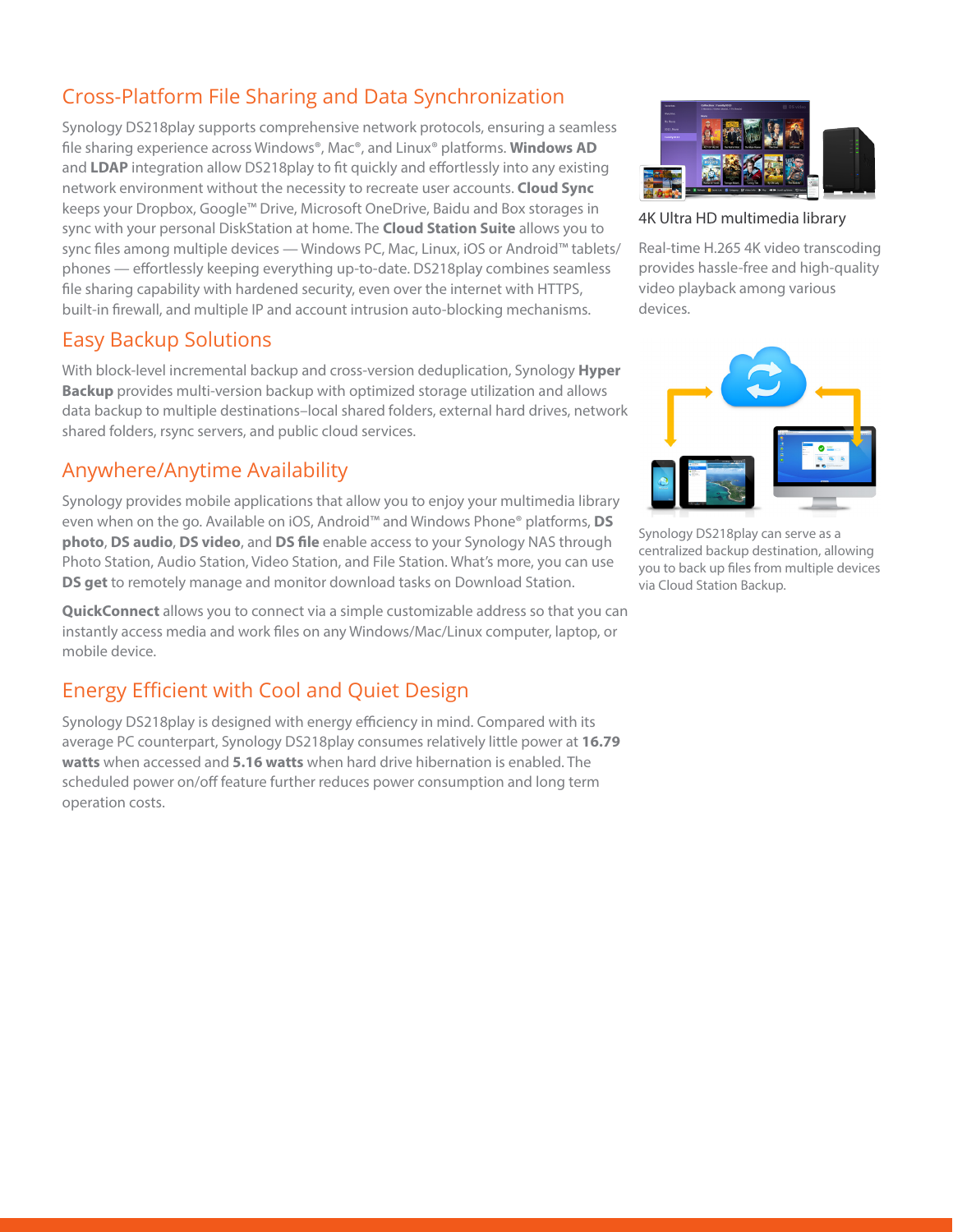## Cross-Platform File Sharing and Data Synchronization

Synology DS218play supports comprehensive network protocols, ensuring a seamless file sharing experience across Windows®, Mac®, and Linux® platforms. **Windows AD** and **LDAP** integration allow DS218play to fit quickly and effortlessly into any existing network environment without the necessity to recreate user accounts. **Cloud Sync** keeps your Dropbox, Google™ Drive, Microsoft OneDrive, Baidu and Box storages in sync with your personal DiskStation at home. The **Cloud Station Suite** allows you to sync files among multiple devices — Windows PC, Mac, Linux, iOS or Android™ tablets/ phones — effortlessly keeping everything up-to-date. DS218play combines seamless file sharing capability with hardened security, even over the internet with HTTPS, built-in firewall, and multiple IP and account intrusion auto-blocking mechanisms.

## Easy Backup Solutions

With block-level incremental backup and cross-version deduplication, Synology **Hyper Backup** provides multi-version backup with optimized storage utilization and allows data backup to multiple destinations–local shared folders, external hard drives, network shared folders, rsync servers, and public cloud services.

## Anywhere/Anytime Availability

Synology provides mobile applications that allow you to enjoy your multimedia library even when on the go. Available on iOS, Android™ and Windows Phone® platforms, **DS photo**, **DS audio**, **DS video**, and **DS file** enable access to your Synology NAS through Photo Station, Audio Station, Video Station, and File Station. What's more, you can use **DS get** to remotely manage and monitor download tasks on Download Station.

**QuickConnect** allows you to connect via a simple customizable address so that you can instantly access media and work files on any Windows/Mac/Linux computer, laptop, or mobile device.

## Energy Efficient with Cool and Quiet Design

Synology DS218play is designed with energy efficiency in mind. Compared with its average PC counterpart, Synology DS218play consumes relatively little power at **16.79 watts** when accessed and **5.16 watts** when hard drive hibernation is enabled. The scheduled power on/off feature further reduces power consumption and long term operation costs.

### 4K Ultra HD multimedia library

Real-time H.265 4K video transcoding provides hassle-free and high-quality video playback among various devices.

Synology DS218play can serve as a centralized backup destination, allowing you to back up files from multiple devices via Cloud Station Backup.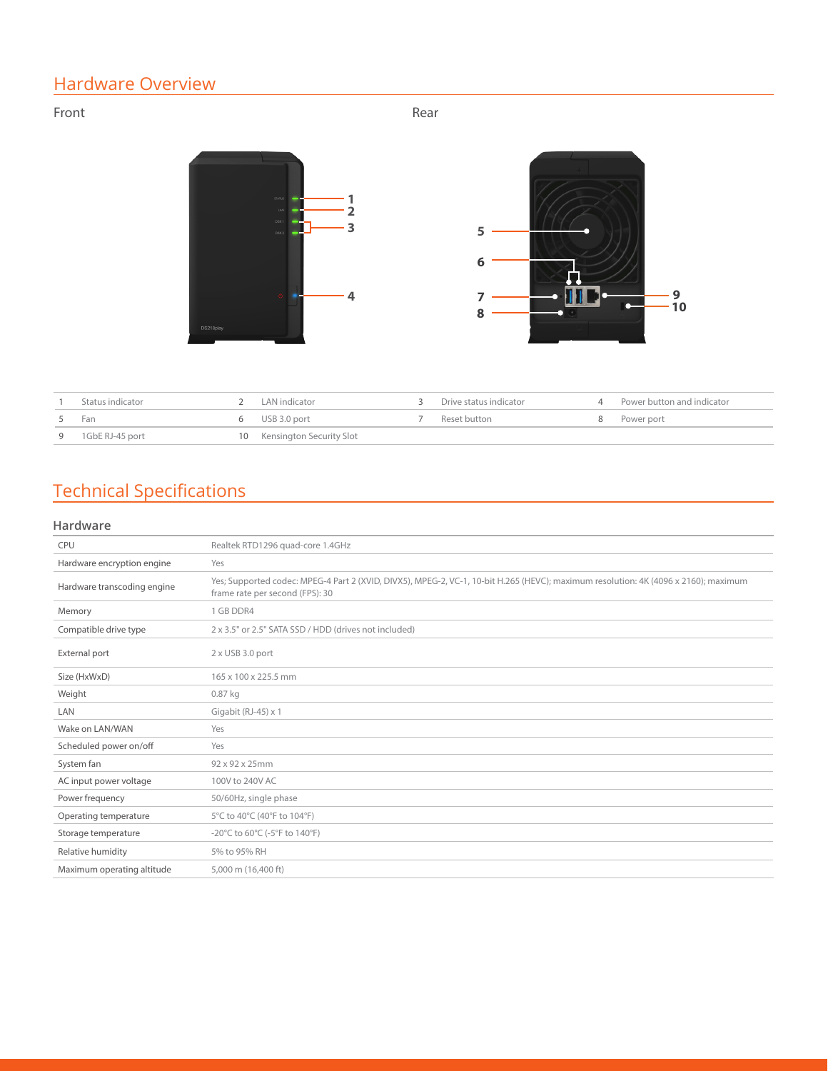## Hardware Overview

Front

Rear

| 1 | Status indicator | 2 | LAN indicator | 3 | Drive status indicator | 4 | Power button and indicator |
|---|---|---|---|---|---|---|---|
| 5 | Fan | 6 | USB 3.0 port | 7 | Reset button | 8 | Power port |
| 9 | 1GbE RJ-45 port | 10 | Kensington Security Slot | | | | |

## Technical Specifications

### Hardware

| | |
|---|---|
| CPU | Realtek RTD1296 quad-core 1.4GHz |
| Hardware encryption engine | Yes |
| Hardware transcoding engine | Yes; Supported codec: MPEG-4 Part 2 (XVID, DIVX5), MPEG-2, VC-1, 10-bit H.265 (HEVC); maximum resolution: 4K (4096 x 2160); maximum frame rate per second (FPS): 30 |
| Memory | 1 GB DDR4 |
| Compatible drive type | 2 x 3.5" or 2.5" SATA SSD / HDD (drives not included) |
| External port | 2 x USB 3.0 port |
| Size (HxWxD) | 165 x 100 x 225.5 mm |
| Weight | 0.87 kg |
| LAN | Gigabit (RJ-45) x 1 |
| Wake on LAN/WAN | Yes |
| Scheduled power on/off | Yes |
| System fan | 92 x 92 x 25mm |
| AC input power voltage | 100V to 240V AC |
| Power frequency | 50/60Hz, single phase |
| Operating temperature | 5°C to 40°C (40°F to 104°F) |
| Storage temperature | -20°C to 60°C (-5°F to 140°F) |
| Relative humidity | 5% to 95% RH |
| Maximum operating altitude | 5,000 m (16,400 ft) |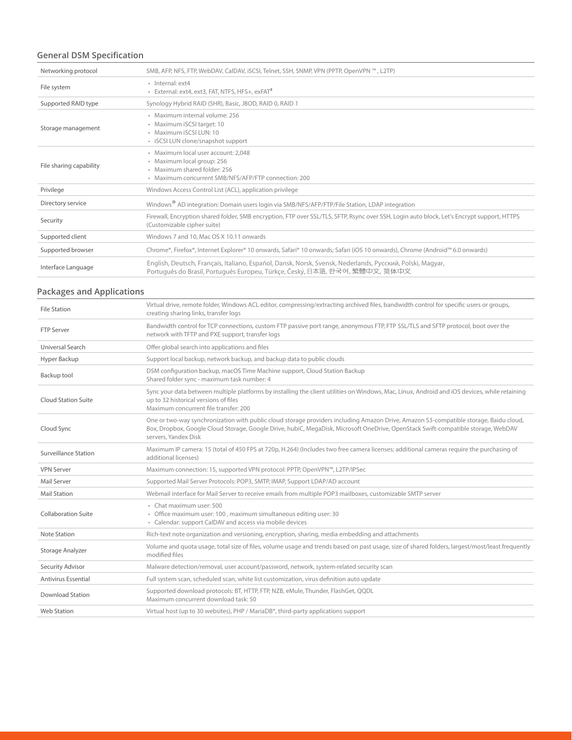## General DSM Specification

| | |
|---|---|
| Networking protocol | SMB, AFP, NFS, FTP, WebDAV, CalDAV, iSCSI, Telnet, SSH, SNMP, VPN (PPTP, OpenVPN ™ , L2TP) |
| File system | • Internal: ext4<br>• External: ext4, ext3, FAT, NTFS, HFS+, exFAT[3] |
| Supported RAID type | Synology Hybrid RAID (SHR), Basic, JBOD, RAID 0, RAID 1 |
| Storage management | • Maximum internal volume: 256<br>• Maximum iSCSI target: 10<br>• Maximum iSCSI LUN: 10<br>• iSCSI LUN clone/snapshot support |
| File sharing capability | • Maximum local user account: 2,048<br>• Maximum local group: 256<br>• Maximum shared folder: 256<br>• Maximum concurrent SMB/NFS/AFP/FTP connection: 200 |
| Privilege | Windows Access Control List (ACL), application privilege |
| Directory service | Windows® AD integration: Domain users login via SMB/NFS/AFP/FTP/File Station, LDAP integration |
| Security | Firewall, Encryption shared folder, SMB encryption, FTP over SSL/TLS, SFTP, Rsync over SSH, Login auto block, Let's Encrypt support, HTTPS (Customizable cipher suite) |
| Supported client | Windows 7 and 10, Mac OS X 10.11 onwards |
| Supported browser | Chrome®, Firefox®, Internet Explorer® 10 onwards, Safari® 10 onwards; Safari (iOS 10 onwards), Chrome (Android™ 6.0 onwards) |
| Interface Language | English, Deutsch, Français, Italiano, Español, Dansk, Norsk, Svensk, Nederlands, Русский, Polski, Magyar, Português do Brasil, Português Europeu, Türkçe, Český, 日本語, 한국어, 繁體中文, 简体中文 |

## Packages and Applications

| | |
|---|---|
| File Station | Virtual drive, remote folder, Windows ACL editor, compressing/extracting archived files, bandwidth control for specific users or groups, creating sharing links, transfer logs |
| FTP Server | Bandwidth control for TCP connections, custom FTP passive port range, anonymous FTP, FTP SSL/TLS and SFTP protocol, boot over the network with TFTP and PXE support, transfer logs |
| Universal Search | Offer global search into applications and files |
| Hyper Backup | Support local backup, network backup, and backup data to public clouds |
| Backup tool | DSM configuration backup, macOS Time Machine support, Cloud Station Backup<br>Shared folder sync - maximum task number: 4 |
| Cloud Station Suite | Sync your data between multiple platforms by installing the client utilities on Windows, Mac, Linux, Android and iOS devices, while retaining up to 32 historical versions of files<br>Maximum concurrent file transfer: 200 |
| Cloud Sync | One or two-way synchronization with public cloud storage providers including Amazon Drive, Amazon S3-compatible storage, Baidu cloud, Box, Dropbox, Google Cloud Storage, Google Drive, hubiC, MegaDisk, Microsoft OneDrive, OpenStack Swift-compatible storage, WebDAV servers, Yandex Disk |
| Surveillance Station | Maximum IP camera: 15 (total of 450 FPS at 720p, H.264) (Includes two free camera licenses; additional cameras require the purchasing of additional licenses) |
| VPN Server | Maximum connection: 15, supported VPN protocol: PPTP, OpenVPN™, L2TP/IPSec |
| Mail Server | Supported Mail Server Protocols: POP3, SMTP, IMAP, Support LDAP/AD account |
| Mail Station | Webmail interface for Mail Server to receive emails from multiple POP3 mailboxes, customizable SMTP server |
| Collaboration Suite | • Chat maximum user: 500<br>• Office maximum user: 100 , maximum simultaneous editing user: 30<br>• Calendar: support CalDAV and access via mobile devices |
| Note Station | Rich-text note organization and versioning, encryption, sharing, media embedding and attachments |
| Storage Analyzer | Volume and quota usage, total size of files, volume usage and trends based on past usage, size of shared folders, largest/most/least frequently modified files |
| Security Advisor | Malware detection/removal, user account/password, network, system-related security scan |
| Antivirus Essential | Full system scan, scheduled scan, white list customization, virus definition auto update |
| Download Station | Supported download protocols: BT, HTTP, FTP, NZB, eMule, Thunder, FlashGet, QQDL<br>Maximum concurrent download task: 50 |
| Web Station | Virtual host (up to 30 websites), PHP / MariaDB®, third-party applications support |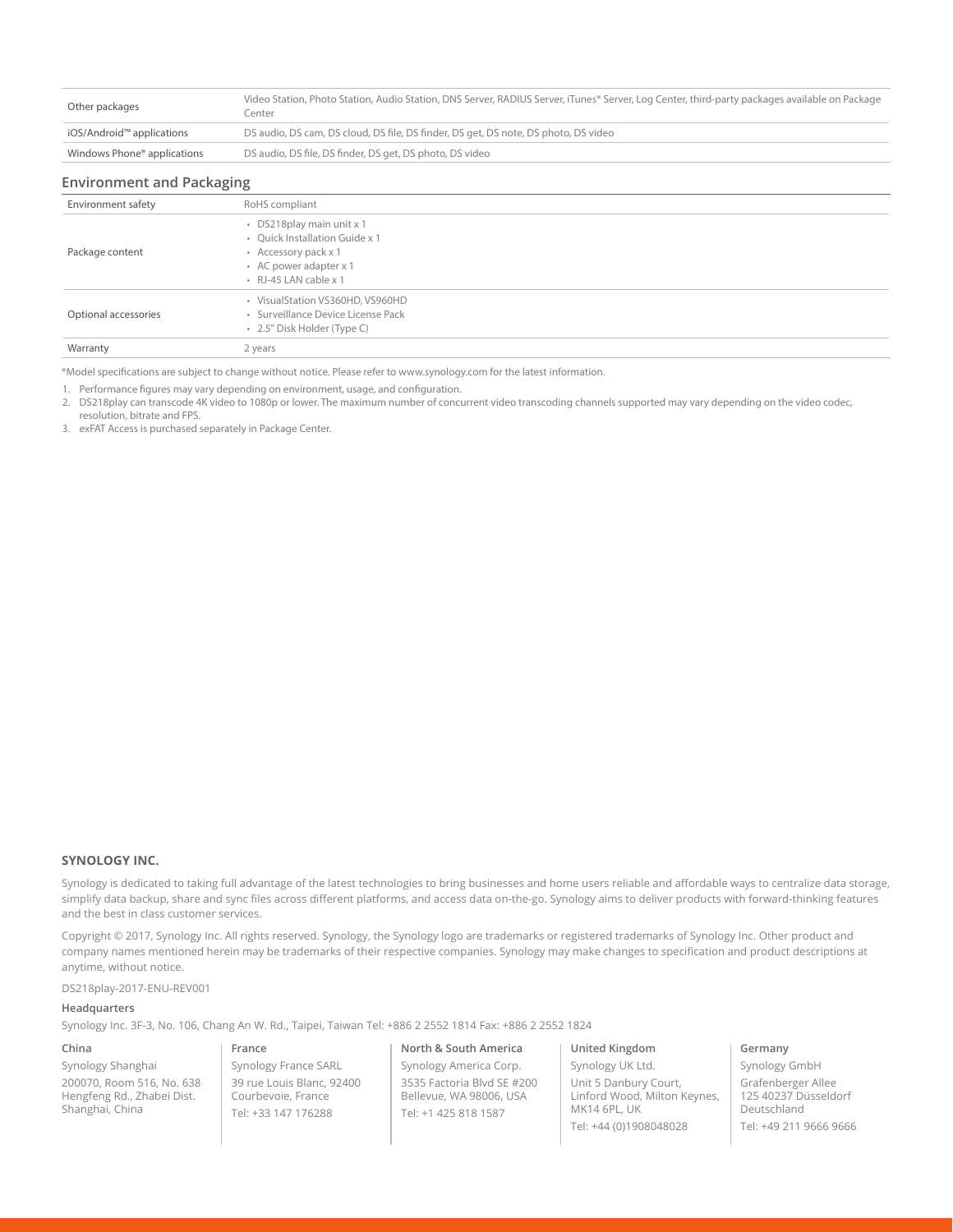| | |
|---|---|
| Other packages | Video Station, Photo Station, Audio Station, DNS Server, RADIUS Server, iTunes® Server, Log Center, third-party packages available on Package Center |
| iOS/Android™ applications | DS audio, DS cam, DS cloud, DS file, DS finder, DS get, DS note, DS photo, DS video |
| Windows Phone® applications | DS audio, DS file, DS finder, DS get, DS photo, DS video |

## Environment and Packaging

| | |
|---|---|
| Environment safety | RoHS compliant |
| Package content | • DS218play main unit x 1<br>• Quick Installation Guide x 1<br>• Accessory pack x 1<br>• AC power adapter x 1<br>• RJ-45 LAN cable x 1 |
| Optional accessories | • VisualStation VS360HD, VS960HD<br>• Surveillance Device License Pack<br>• 2.5" Disk Holder (Type C) |
| Warranty | 2 years |

*Model specifications are subject to change without notice. Please refer to www.synology.com for the latest information.

1. Performance figures may vary depending on environment, usage, and configuration.
2. DS218play can transcode 4K video to 1080p or lower. The maximum number of concurrent video transcoding channels supported may vary depending on the video codec, resolution, bitrate and FPS.
3. exFAT Access is purchased separately in Package Center.

### SYNOLOGY INC.

Synology is dedicated to taking full advantage of the latest technologies to bring businesses and home users reliable and affordable ways to centralize data storage, simplify data backup, share and sync files across different platforms, and access data on-the-go. Synology aims to deliver products with forward-thinking features and the best in class customer services.

Copyright © 2017, Synology Inc. All rights reserved. Synology, the Synology logo are trademarks or registered trademarks of Synology Inc. Other product and company names mentioned herein may be trademarks of their respective companies. Synology may make changes to specification and product descriptions at anytime, without notice.

DS218play-2017-ENU-REV001

**Headquarters**

Synology Inc. 3F-3, No. 106, Chang An W. Rd., Taipei, Taiwan Tel: +886 2 2552 1814 Fax: +886 2 2552 1824

**China**
Synology Shanghai
200070, Room 516, No. 638 Hengfeng Rd., Zhabei Dist. Shanghai, China

**France**
Synology France SARL
39 rue Louis Blanc, 92400 Courbevoie, France
Tel: +33 147 176288

**North & South America**
Synology America Corp.
3535 Factoria Blvd SE #200 Bellevue, WA 98006, USA
Tel: +1 425 818 1587

**United Kingdom**
Synology UK Ltd.
Unit 5 Danbury Court, Linford Wood, Milton Keynes, MK14 6PL, UK
Tel: +44 (0)1908048028

**Germany**
Synology GmbH
Grafenberger Allee 125 40237 Düsseldorf Deutschland
Tel: +49 211 9666 9666